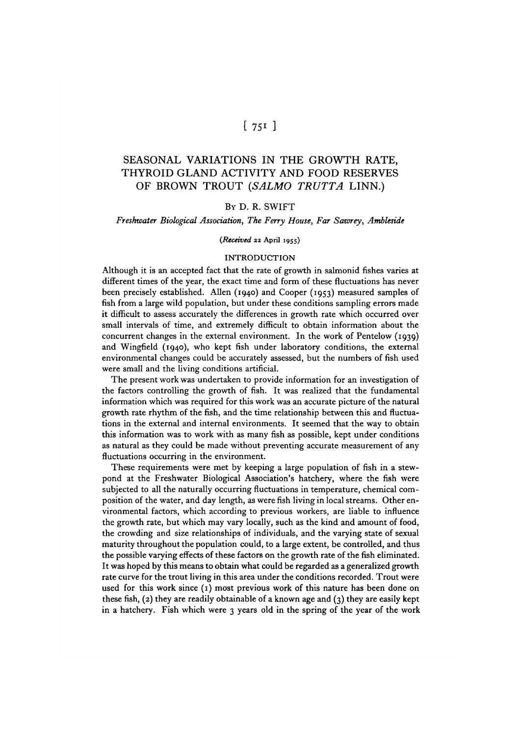# SEASONAL VARIATIONS IN THE GROWTH RATE, THYROID GLAND ACTIVITY AND FOOD RESERVES OF BROWN TROUT (*SALMO TRUTTA* LINN.)

By D. R. SWIFT

*Freshwater Biological Association, The Ferry House, Far Sawrey, Ambleside*

(*Received* 22 April 1955)

## INTRODUCTION

Although it is an accepted fact that the rate of growth in salmonid fishes varies at different times of the year, the exact time and form of these fluctuations has never been precisely established. Allen (1940) and Cooper (1953) measured samples of fish from a large wild population, but under these conditions sampling errors made it difficult to assess accurately the differences in growth rate which occurred over small intervals of time, and extremely difficult to obtain information about the concurrent changes in the external environment. In the work of Pentelow (1939) and Wingfield (1940), who kept fish under laboratory conditions, the external environmental changes could be accurately assessed, but the numbers of fish used were small and the living conditions artificial.

The present work was undertaken to provide information for an investigation of the factors controlling the growth of fish. It was realized that the fundamental information which was required for this work was an accurate picture of the natural growth rate rhythm of the fish, and the time relationship between this and fluctuations in the external and internal environments. It seemed that the way to obtain this information was to work with as many fish as possible, kept under conditions as natural as they could be made without preventing accurate measurement of any fluctuations occurring in the environment.

These requirements were met by keeping a large population of fish in a stew-pond at the Freshwater Biological Association's hatchery, where the fish were subjected to all the naturally occurring fluctuations in temperature, chemical composition of the water, and day length, as were fish living in local streams. Other environmental factors, which according to previous workers, are liable to influence the growth rate, but which may vary locally, such as the kind and amount of food, the crowding and size relationships of individuals, and the varying state of sexual maturity throughout the population could, to a large extent, be controlled, and thus the possible varying effects of these factors on the growth rate of the fish eliminated. It was hoped by this means to obtain what could be regarded as a generalized growth rate curve for the trout living in this area under the conditions recorded. Trout were used for this work since (1) most previous work of this nature has been done on these fish, (2) they are readily obtainable of a known age and (3) they are easily kept in a hatchery. Fish which were 3 years old in the spring of the year of the work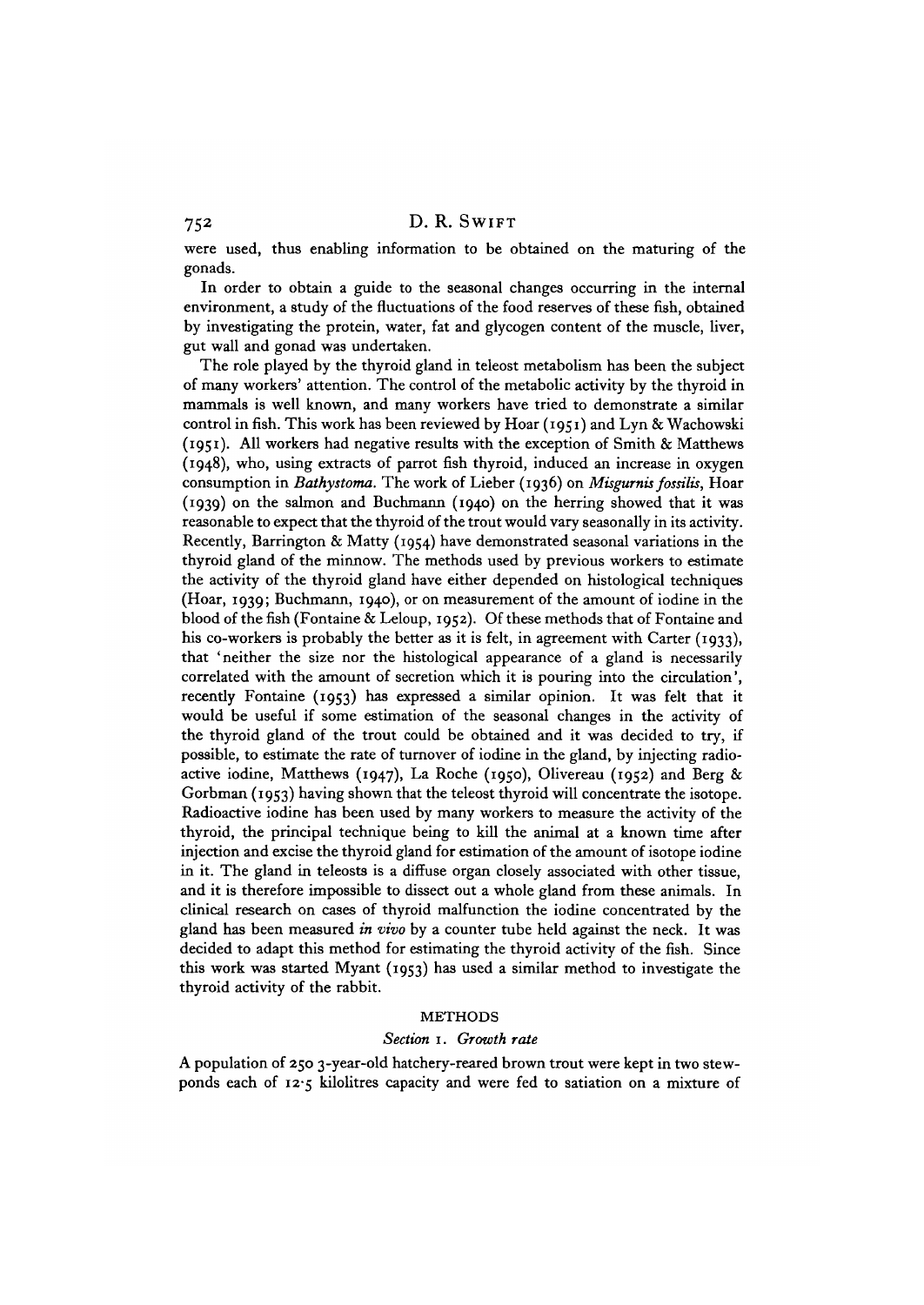were used, thus enabling information to be obtained on the maturing of the gonads.

In order to obtain a guide to the seasonal changes occurring in the internal environment, a study of the fluctuations of the food reserves of these fish, obtained by investigating the protein, water, fat and glycogen content of the muscle, liver, gut wall and gonad was undertaken.

The role played by the thyroid gland in teleost metabolism has been the subject of many workers' attention. The control of the metabolic activity by the thyroid in mammals is well known, and many workers have tried to demonstrate a similar control in fish. This work has been reviewed by Hoar (1951) and Lyn & Wachowski (1951). All workers had negative results with the exception of Smith & Matthews (1948), who, using extracts of parrot fish thyroid, induced an increase in oxygen consumption in *Bathystoma*. The work of Lieber (1936) on *Misgurnis fossilis*, Hoar (1939) on the salmon and Buchmann (1940) on the herring showed that it was reasonable to expect that the thyroid of the trout would vary seasonally in its activity. Recently, Barrington & Matty (1954) have demonstrated seasonal variations in the thyroid gland of the minnow. The methods used by previous workers to estimate the activity of the thyroid gland have either depended on histological techniques (Hoar, 1939; Buchmann, 1940), or on measurement of the amount of iodine in the blood of the fish (Fontaine & Leloup, 1952). Of these methods that of Fontaine and his co-workers is probably the better as it is felt, in agreement with Carter (1933), that 'neither the size nor the histological appearance of a gland is necessarily correlated with the amount of secretion which it is pouring into the circulation', recently Fontaine (1953) has expressed a similar opinion. It was felt that it would be useful if some estimation of the seasonal changes in the activity of the thyroid gland of the trout could be obtained and it was decided to try, if possible, to estimate the rate of turnover of iodine in the gland, by injecting radioactive iodine, Matthews (1947), La Roche (1950), Olivereau (1952) and Berg & Gorbman (1953) having shown that the teleost thyroid will concentrate the isotope. Radioactive iodine has been used by many workers to measure the activity of the thyroid, the principal technique being to kill the animal at a known time after injection and excise the thyroid gland for estimation of the amount of isotope iodine in it. The gland in teleosts is a diffuse organ closely associated with other tissue, and it is therefore impossible to dissect out a whole gland from these animals. In clinical research on cases of thyroid malfunction the iodine concentrated by the gland has been measured *in vivo* by a counter tube held against the neck. It was decided to adapt this method for estimating the thyroid activity of the fish. Since this work was started Myant (1953) has used a similar method to investigate the thyroid activity of the rabbit.

## METHODS

### *Section 1. Growth rate*

A population of 250 3-year-old hatchery-reared brown trout were kept in two stew-ponds each of 12·5 kilolitres capacity and were fed to satiation on a mixture of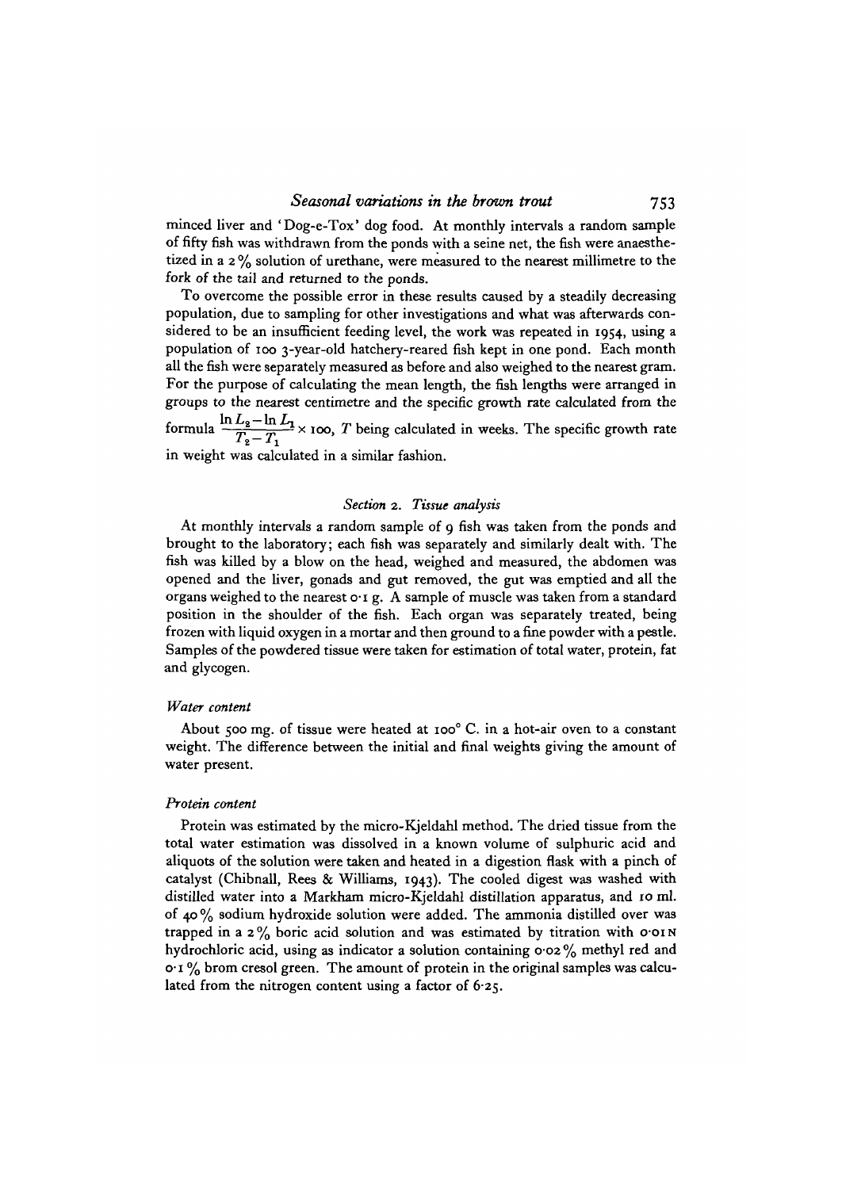minced liver and 'Dog-e-Tox' dog food. At monthly intervals a random sample of fifty fish was withdrawn from the ponds with a seine net, the fish were anaesthetized in a 2% solution of urethane, were measured to the nearest millimetre to the fork of the tail and returned to the ponds.

To overcome the possible error in these results caused by a steadily decreasing population, due to sampling for other investigations and what was afterwards considered to be an insufficient feeding level, the work was repeated in 1954, using a population of 100 3-year-old hatchery-reared fish kept in one pond. Each month all the fish were separately measured as before and also weighed to the nearest gram. For the purpose of calculating the mean length, the fish lengths were arranged in groups to the nearest centimetre and the specific growth rate calculated from the formula $\frac{\ln L_2 - \ln L_1}{T_2 - T_1} \times 100$, $T$ being calculated in weeks. The specific growth rate in weight was calculated in a similar fashion.

## Section 2. *Tissue analysis*

At monthly intervals a random sample of 9 fish was taken from the ponds and brought to the laboratory; each fish was separately and similarly dealt with. The fish was killed by a blow on the head, weighed and measured, the abdomen was opened and the liver, gonads and gut removed, the gut was emptied and all the organs weighed to the nearest 0·1 g. A sample of muscle was taken from a standard position in the shoulder of the fish. Each organ was separately treated, being frozen with liquid oxygen in a mortar and then ground to a fine powder with a pestle. Samples of the powdered tissue were taken for estimation of total water, protein, fat and glycogen.

### *Water content*

About 500 mg. of tissue were heated at 100° C. in a hot-air oven to a constant weight. The difference between the initial and final weights giving the amount of water present.

### *Protein content*

Protein was estimated by the micro-Kjeldahl method. The dried tissue from the total water estimation was dissolved in a known volume of sulphuric acid and aliquots of the solution were taken and heated in a digestion flask with a pinch of catalyst (Chibnall, Rees & Williams, 1943). The cooled digest was washed with distilled water into a Markham micro-Kjeldahl distillation apparatus, and 10 ml. of 40% sodium hydroxide solution were added. The ammonia distilled over was trapped in a 2% boric acid solution and was estimated by titration with 0·01 N hydrochloric acid, using as indicator a solution containing 0·02% methyl red and 0·1% brom cresol green. The amount of protein in the original samples was calculated from the nitrogen content using a factor of 6·25.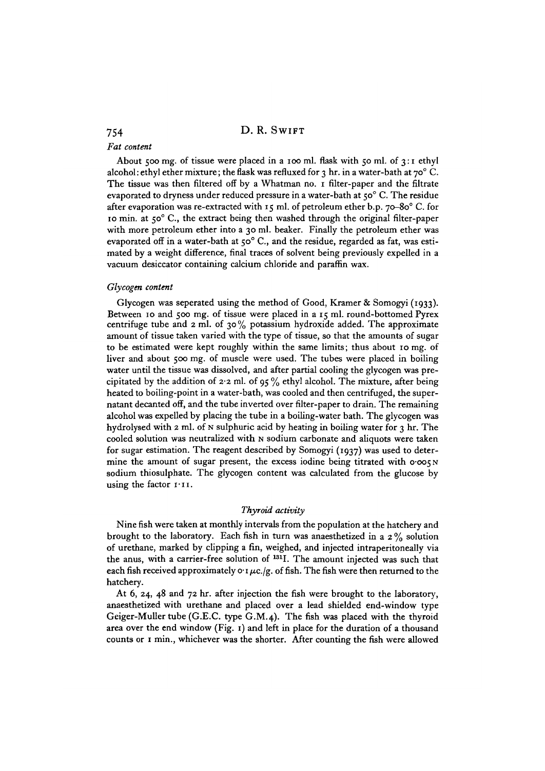### *Fat content*

About 500 mg. of tissue were placed in a 100 ml. flask with 50 ml. of 3:1 ethyl alcohol: ethyl ether mixture; the flask was refluxed for 3 hr. in a water-bath at 70° C. The tissue was then filtered off by a Whatman no. 1 filter-paper and the filtrate evaporated to dryness under reduced pressure in a water-bath at 50° C. The residue after evaporation was re-extracted with 15 ml. of petroleum ether b.p. 70–80° C. for 10 min. at 50° C., the extract being then washed through the original filter-paper with more petroleum ether into a 30 ml. beaker. Finally the petroleum ether was evaporated off in a water-bath at 50° C., and the residue, regarded as fat, was estimated by a weight difference, final traces of solvent being previously expelled in a vacuum desiccator containing calcium chloride and paraffin wax.

### *Glycogen content*

Glycogen was seperated using the method of Good, Kramer & Somogyi (1933). Between 10 and 500 mg. of tissue were placed in a 15 ml. round-bottomed Pyrex centrifuge tube and 2 ml. of 30% potassium hydroxide added. The approximate amount of tissue taken varied with the type of tissue, so that the amounts of sugar to be estimated were kept roughly within the same limits; thus about 10 mg. of liver and about 500 mg. of muscle were used. The tubes were placed in boiling water until the tissue was dissolved, and after partial cooling the glycogen was precipitated by the addition of 2·2 ml. of 95% ethyl alcohol. The mixture, after being heated to boiling-point in a water-bath, was cooled and then centrifuged, the supernatant decanted off, and the tube inverted over filter-paper to drain. The remaining alcohol was expelled by placing the tube in a boiling-water bath. The glycogen was hydrolysed with 2 ml. of N sulphuric acid by heating in boiling water for 3 hr. The cooled solution was neutralized with N sodium carbonate and aliquots were taken for sugar estimation. The reagent described by Somogyi (1937) was used to determine the amount of sugar present, the excess iodine being titrated with 0·005 N sodium thiosulphate. The glycogen content was calculated from the glucose by using the factor 1·11.

## *Thyroid activity*

Nine fish were taken at monthly intervals from the population at the hatchery and brought to the laboratory. Each fish in turn was anaesthetized in a 2% solution of urethane, marked by clipping a fin, weighed, and injected intraperitoneally via the anus, with a carrier-free solution of $^{131}$I. The amount injected was such that each fish received approximately 0·1 $\mu$c./g. of fish. The fish were then returned to the hatchery.

At 6, 24, 48 and 72 hr. after injection the fish were brought to the laboratory, anaesthetized with urethane and placed over a lead shielded end-window type Geiger-Muller tube (G.E.C. type G.M.4). The fish was placed with the thyroid area over the end window (Fig. 1) and left in place for the duration of a thousand counts or 1 min., whichever was the shorter. After counting the fish were allowed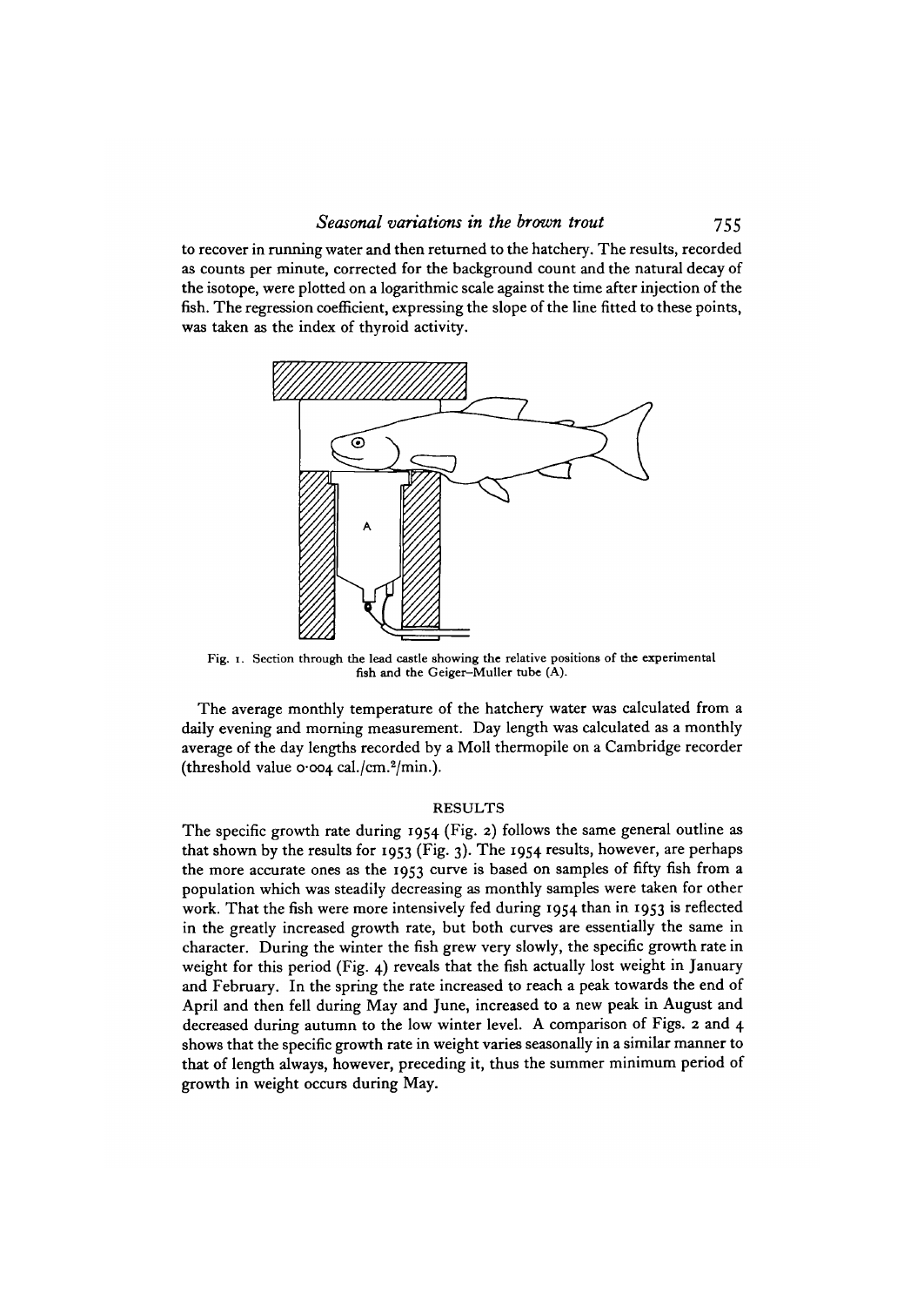to recover in running water and then returned to the hatchery. The results, recorded as counts per minute, corrected for the background count and the natural decay of the isotope, were plotted on a logarithmic scale against the time after injection of the fish. The regression coefficient, expressing the slope of the line fitted to these points, was taken as the index of thyroid activity.

Fig. 1. Section through the lead castle showing the relative positions of the experimental fish and the Geiger–Muller tube (A).

The average monthly temperature of the hatchery water was calculated from a daily evening and morning measurement. Day length was calculated as a monthly average of the day lengths recorded by a Moll thermopile on a Cambridge recorder (threshold value 0·004 cal./cm.$^2$/min.).

## RESULTS

The specific growth rate during 1954 (Fig. 2) follows the same general outline as that shown by the results for 1953 (Fig. 3). The 1954 results, however, are perhaps the more accurate ones as the 1953 curve is based on samples of fifty fish from a population which was steadily decreasing as monthly samples were taken for other work. That the fish were more intensively fed during 1954 than in 1953 is reflected in the greatly increased growth rate, but both curves are essentially the same in character. During the winter the fish grew very slowly, the specific growth rate in weight for this period (Fig. 4) reveals that the fish actually lost weight in January and February. In the spring the rate increased to reach a peak towards the end of April and then fell during May and June, increased to a new peak in August and decreased during autumn to the low winter level. A comparison of Figs. 2 and 4 shows that the specific growth rate in weight varies seasonally in a similar manner to that of length always, however, preceding it, thus the summer minimum period of growth in weight occurs during May.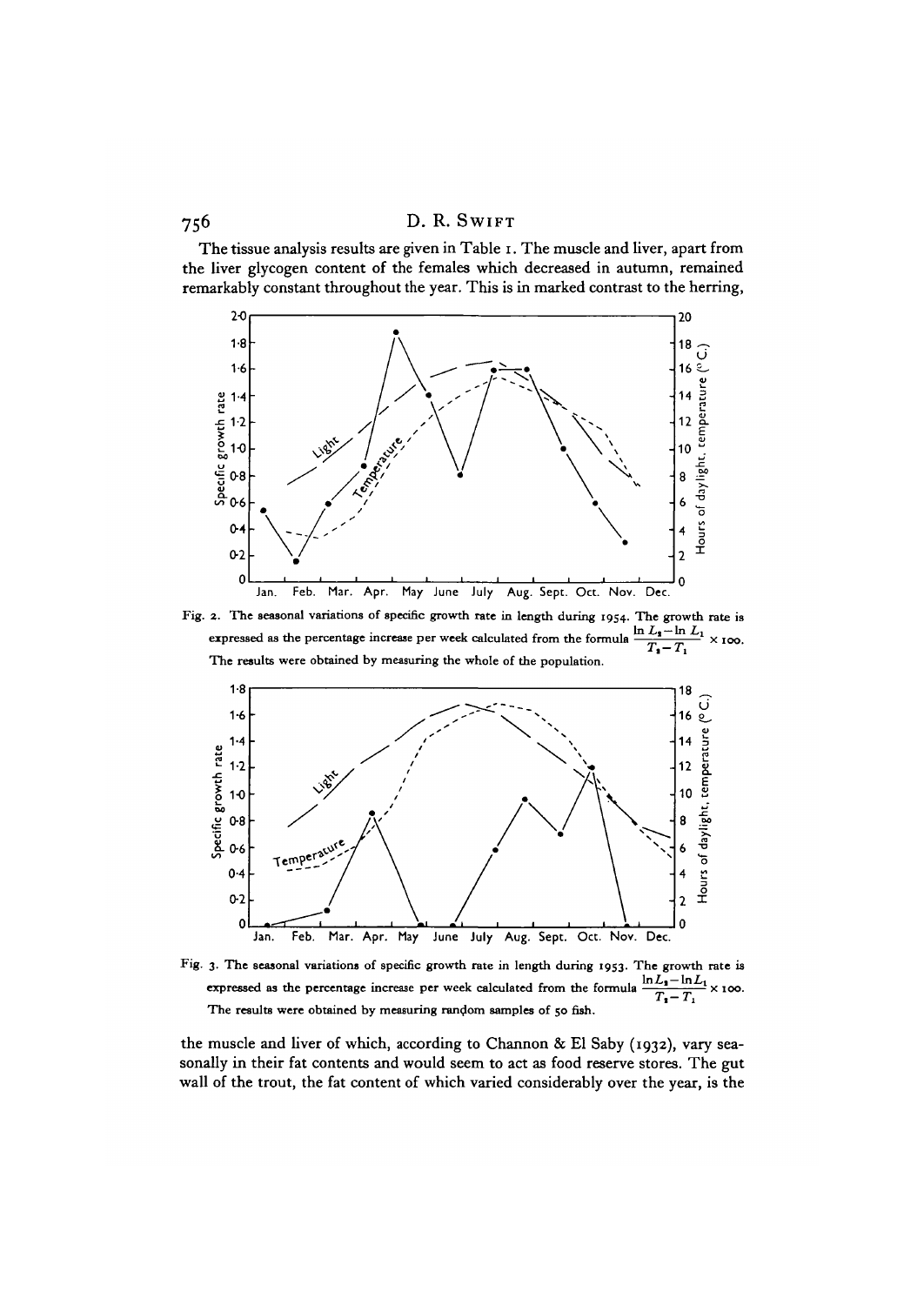The tissue analysis results are given in Table 1. The muscle and liver, apart from the liver glycogen content of the females which decreased in autumn, remained remarkably constant throughout the year. This is in marked contrast to the herring,

Fig. 2. The seasonal variations of specific growth rate in length during 1954. The growth rate is expressed as the percentage increase per week calculated from the formula $\frac{\ln L_2 - \ln L_1}{T_2 - T_1} \times 100$. The results were obtained by measuring the whole of the population.

Fig. 3. The seasonal variations of specific growth rate in length during 1953. The growth rate is expressed as the percentage increase per week calculated from the formula $\frac{\ln L_2 - \ln L_1}{T_2 - T_1} \times 100$. The results were obtained by measuring random samples of 50 fish.

the muscle and liver of which, according to Channon & El Saby (1932), vary seasonally in their fat contents and would seem to act as food reserve stores. The gut wall of the trout, the fat content of which varied considerably over the year, is the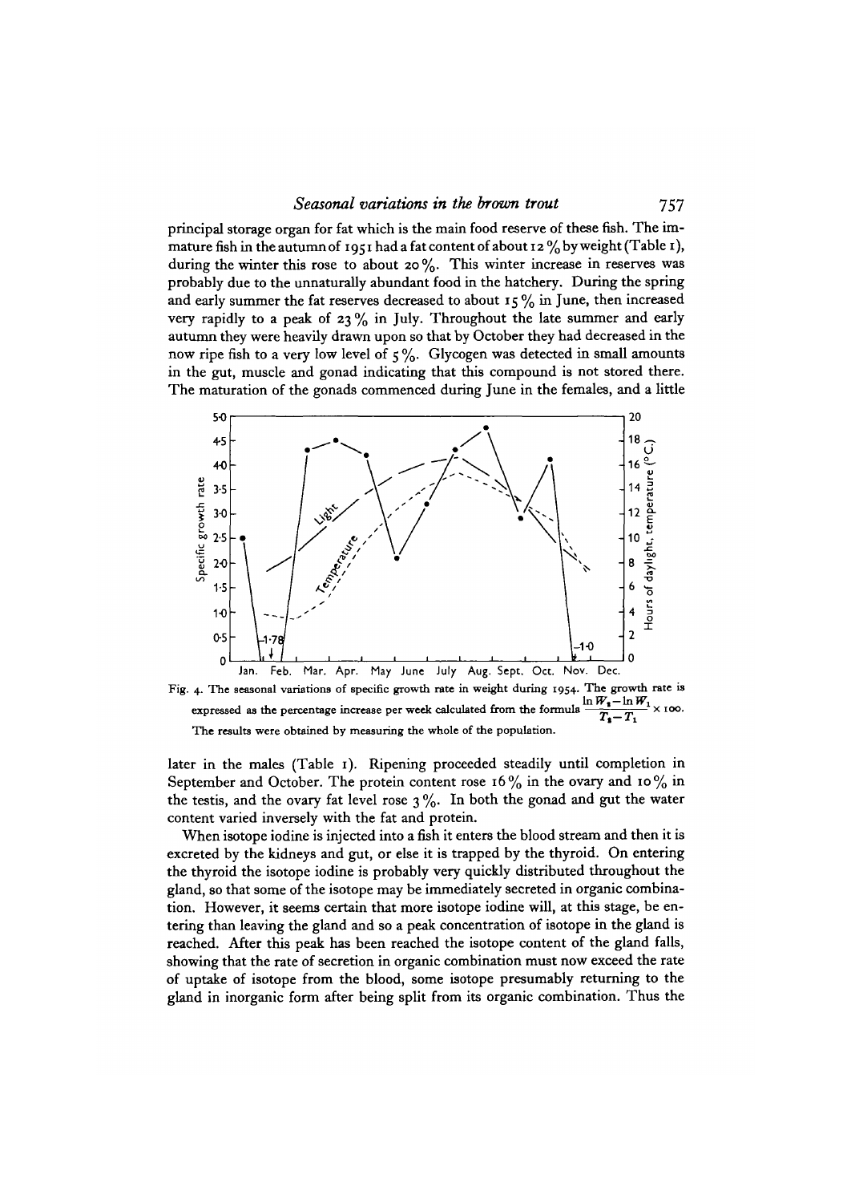principal storage organ for fat which is the main food reserve of these fish. The immature fish in the autumn of 1951 had a fat content of about 12 % by weight (Table 1), during the winter this rose to about 20 %. This winter increase in reserves was probably due to the unnaturally abundant food in the hatchery. During the spring and early summer the fat reserves decreased to about 15 % in June, then increased very rapidly to a peak of 23 % in July. Throughout the late summer and early autumn they were heavily drawn upon so that by October they had decreased in the now ripe fish to a very low level of 5 %. Glycogen was detected in small amounts in the gut, muscle and gonad indicating that this compound is not stored there. The maturation of the gonads commenced during June in the females, and a little

Fig. 4. The seasonal variations of specific growth rate in weight during 1954. The growth rate is expressed as the percentage increase per week calculated from the formula $\frac{\ln W_2 - \ln W_1}{T_2 - T_1} \times 100$. The results were obtained by measuring the whole of the population.

later in the males (Table 1). Ripening proceeded steadily until completion in September and October. The protein content rose 16 % in the ovary and 10 % in the testis, and the ovary fat level rose 3 %. In both the gonad and gut the water content varied inversely with the fat and protein.

When isotope iodine is injected into a fish it enters the blood stream and then it is excreted by the kidneys and gut, or else it is trapped by the thyroid. On entering the thyroid the isotope iodine is probably very quickly distributed throughout the gland, so that some of the isotope may be immediately secreted in organic combination. However, it seems certain that more isotope iodine will, at this stage, be entering than leaving the gland and so a peak concentration of isotope in the gland is reached. After this peak has been reached the isotope content of the gland falls, showing that the rate of secretion in organic combination must now exceed the rate of uptake of isotope from the blood, some isotope presumably returning to the gland in inorganic form after being split from its organic combination. Thus the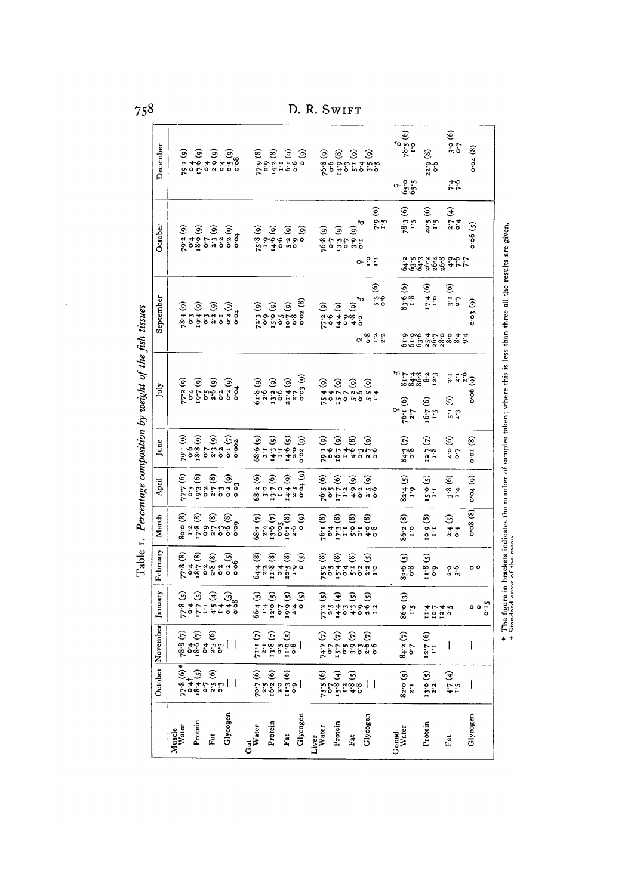Table 1. *Percentage composition by weight of the fish tissues*

| | October | November | January | February | March | April | June | July | September | October | December |
|---|---|---|---|---|---|---|---|---|---|---|---|
| **Muscle** | | | | | | | | | | | |
| Water | 77·8 (6)* | 78·8 (7) | 77·8 (5) | 77·8 (8) | 80·0 (8) | 77·7 (6) | 79·1 (9) | 77·2 (9) | 78·4 (9) | 79·2 (9) | 79·1 (9) |
| | 0·4† | 0·4 | 0·4 | 0·4 | 1·2 | 0·5 | 0·6 | 0·4 | 0·3 | 0·4 | 0·4 |
| Protein | 18·4 (5) | 18·6 (7) | 17·7 (5) | 18·7 (8) | 17·8 (8) | 19·3 (6) | 18·8 (9) | 19·7 (9) | 19·4 (9) | 18·0 (9) | 17·6 (9) |
| | 0·7 | 0·4 | 1·1 | 0·2 | 0·9 | 0·2 | 0·7 | 0·5 | 0·3 | 0·7 | 0·4 |
| Fat | 2·5 (6) | 2·3 (6) | 4·5 (4) | 2·8 (8) | 2·7 (8) | 2·7 (8) | 2·3 (9) | 2·6 (9) | 2·2 (9) | 2·3 (9) | 2·9 (9) |
| | 0·3 | 0·3 | 1·4 | 0·2 | 0·3 | 0·3 | 0·2 | 0·2 | 0·1 | 0·2 | 0·4 |
| Glycogen | — | — | 0·4 (5) | 0·2 (5) | 0·6 (8) | 0·2 (9) | 0·1 (7) | 0·2 (9) | 0·2 (9) | 0·2 (9) | 0·5 (9) |
| | | | 0·08 | 0·06 | 0·09 | 0·03 | 0·002 | 0·04 | 0·04 | 0·04 | 0·08 |
| **Gut** | | | | | | | | | | | |
| Water | 70·7 (6) | 71·1 (7) | 66·4 (5) | 64·4 (8) | 68·1 (7) | 68·2 (6) | 68·6 (9) | 61·8 (9) | 72·3 (9) | 75·8 (9) | 77·9 (8) |
| | 2·5 | 2·1 | 1·4 | 2·2 | 2·4 | 3·0 | 2·1 | 2·6 | 0·9 | 1·9 | 0·9 |
| Protein | 16·2 (6) | 13·8 (7) | 12·0 (5) | 11·8 (8) | 13·6 (7) | 13·7 (6) | 14·3 (9) | 13·2 (9) | 15·0 (9) | 14·6 (9) | 14·2 (8) |
| | 2·0 | 0·5 | 0·7 | 0·4 | 0·05 | 1·0 | 1·1 | 0·6 | 0·5 | 0·6 | 1·1 |
| Fat | 11·3 (6) | 11·0 (5) | 19·9 (5) | 20·5 (8) | 16·1 (8) | 14·4 (9) | 14·6 (9) | 21·4 (9) | 10·7 (9) | 5·2 (9) | 6·1 (9) |
| | 0·9 | 0·8 | 2·4 | 1·9 | 2·6 | 2·3 | 2·0 | 2·7 | 0·8 | 0·9 | 0·6 |
| Glycogen | — | — | 0 (5) | 0 (5) | 0 (9) | 0·04 (9) | 0·02 (9) | 0·03 (9) | 0·02 (8) | 0 (9) | 0 (9) |
| **Liver** | | | | | | | | | | | |
| Water | 75·5 (6) | 74·7 (7) | 77·2 (5) | 75·9 (8) | 76·1 (8) | 76·5 (6) | 79·1 (9) | 75·4 (9) | 77·2 (9) | 76·8 (9) | 76·8 (9) |
| | 0·7 | 0·7 | 2·5 | 0·5 | 0·4 | 0·5 | 0·6 | 0·4 | 0·6 | 0·7 | 0·6 |
| Protein | 15·8 (4) | 15·7 (7) | 14·4 (4) | 15·4 (8) | 17·3 (8) | 17·7 (6) | 16·7 (9) | 15·7 (9) | 14·4 (9) | 13·5 (9) | 14·9 (8) |
| | 1·2 | 0·5 | 0·3 | 0·4 | 1·1 | 1·2 | 1·4 | 0·7 | 0·9 | 0·7 | 0·3 |
| Fat | 4·8 (6) | 3·9 (7) | 4·3 (5) | 5·1 (8) | 5·0 (8) | 4·9 (9) | 4·6 (8) | 5·2 (9) | 4·8 (9) | 3·9 (9) | 5·1 (9) |
| | 0·8 | 0·3 | 0·9 | 0·2 | 0·1 | 0·2 | 0·3 | 0·6 | 0·2 | 0·1 | 0·4 |
| Glycogen | — | 2·6 (7) | 2·6 (5) | 2·2 (5) | 4·0 (8) | 2·5 (9) | 2·7 (9) | 5·5 (9) | ♀ 0·8, 1·2, 2·2; ♂ 5·5 (6) | ♀ 1·0, 1·1; ♂ 7·9 (6) | 3·5 (9) |
| | | 0·6 | 1·2 | 1·0 | 0·8 | 0·6 | 0·6 | 1·4 | ♂ 0·6 | ♂ 1·5 | 0·5 |
| **Gonad** | | | | | | | | | | | |
| Water | 82·0 (5) | 84·2 (7) | 86·0 (3) | 83·6 (5) | 86·2 (8) | 82·4 (5) | 84·3 (7) | ♀ 76·1 (6); ♂ 81·7, 84·4, 86·8 | ♀ 61·9, 61·9, 63·6; ♂ 83·6 (6) | ♀ 64·2, 63·5, 64·3; ♂ 78·3 (6) | ♀ 65·0, 65·5; ♂ 78·5 (6) |
| | 2·1 | 0·7 | 1·5 | 0·8 | 1·0 | 1·9 | 0·8 | ♀ 2·7 | ♂ 1·8 | ♂ 1·5 | ♂ 1·0 |
| Protein | 13·0 (5) | 12·7 (6) | 11·4, 10·7, 12·4 | 11·8 (5) | 10·9 (8) | 15·0 (5) | 12·7 (7) | ♀ 16·7 (6); ♂ 8·2, 12·3 | ♀ 25·4, 26·7, 28·0; ♂ 17·4 (6) | ♀ 26·2, 26·4, 26·8; ♂ 20·5 (6) | 22·9 (8) |
| | 2·2 | 1·1 | | 0·9 | 1·1 | 1·1 | 1·8 | ♀ 1·5 | ♂ 1·0 | ♂ 1·5 | 0·8 |
| Fat | 4·7 (4) | — | 2·5 | 2·0, 3·6 | 2·4 (5) | 3·8 (6) | 4·0 (6) | ♀ 5·1 (6); ♂ 2·1, 2·1, 2·6 | ♀ 8·0, 8·4, 9·4; ♂ 3·1 (6) | ♀ 4·9, 7·6, 7·7; ♂ 2·7 (4) | ♀ 7·4, 7·6; ♂ 3·0 (6) |
| | 1·5 | | | | 0·4 | 1·4 | 0·7 | ♀ 1·3 | ♂ 0·7 | ♂ 0·4 | ♂ 0·7 |
| Glycogen | — | — | 0, 0, 0·15 | 0, 0 | 0·08 (8) | 0·04 (9) | 0·01 (8) | 0·06 (9) | 0·03 (9) | 0·06 (5) | 0·04 (8) |

\* The figure in brackets indicates the number of samples taken; where this is less than three all the results are given.

† Standard error of the mean.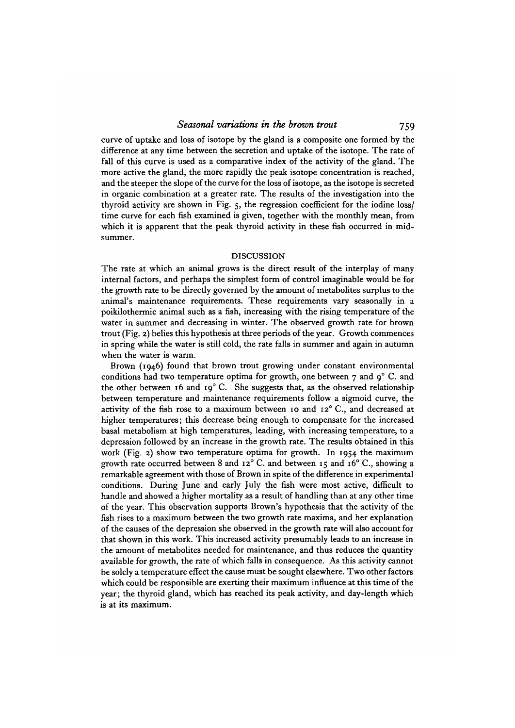curve of uptake and loss of isotope by the gland is a composite one formed by the difference at any time between the secretion and uptake of the isotope. The rate of fall of this curve is used as a comparative index of the activity of the gland. The more active the gland, the more rapidly the peak isotope concentration is reached, and the steeper the slope of the curve for the loss of isotope, as the isotope is secreted in organic combination at a greater rate. The results of the investigation into the thyroid activity are shown in Fig. 5, the regression coefficient for the iodine loss/time curve for each fish examined is given, together with the monthly mean, from which it is apparent that the peak thyroid activity in these fish occurred in mid-summer.

## DISCUSSION

The rate at which an animal grows is the direct result of the interplay of many internal factors, and perhaps the simplest form of control imaginable would be for the growth rate to be directly governed by the amount of metabolites surplus to the animal's maintenance requirements. These requirements vary seasonally in a poikilothermic animal such as a fish, increasing with the rising temperature of the water in summer and decreasing in winter. The observed growth rate for brown trout (Fig. 2) belies this hypothesis at three periods of the year. Growth commences in spring while the water is still cold, the rate falls in summer and again in autumn when the water is warm.

Brown (1946) found that brown trout growing under constant environmental conditions had two temperature optima for growth, one between 7 and 9° C. and the other between 16 and 19° C. She suggests that, as the observed relationship between temperature and maintenance requirements follow a sigmoid curve, the activity of the fish rose to a maximum between 10 and 12° C., and decreased at higher temperatures; this decrease being enough to compensate for the increased basal metabolism at high temperatures, leading, with increasing temperature, to a depression followed by an increase in the growth rate. The results obtained in this work (Fig. 2) show two temperature optima for growth. In 1954 the maximum growth rate occurred between 8 and 12° C. and between 15 and 16° C., showing a remarkable agreement with those of Brown in spite of the difference in experimental conditions. During June and early July the fish were most active, difficult to handle and showed a higher mortality as a result of handling than at any other time of the year. This observation supports Brown's hypothesis that the activity of the fish rises to a maximum between the two growth rate maxima, and her explanation of the causes of the depression she observed in the growth rate will also account for that shown in this work. This increased activity presumably leads to an increase in the amount of metabolites needed for maintenance, and thus reduces the quantity available for growth, the rate of which falls in consequence. As this activity cannot be solely a temperature effect the cause must be sought elsewhere. Two other factors which could be responsible are exerting their maximum influence at this time of the year; the thyroid gland, which has reached its peak activity, and day-length which is at its maximum.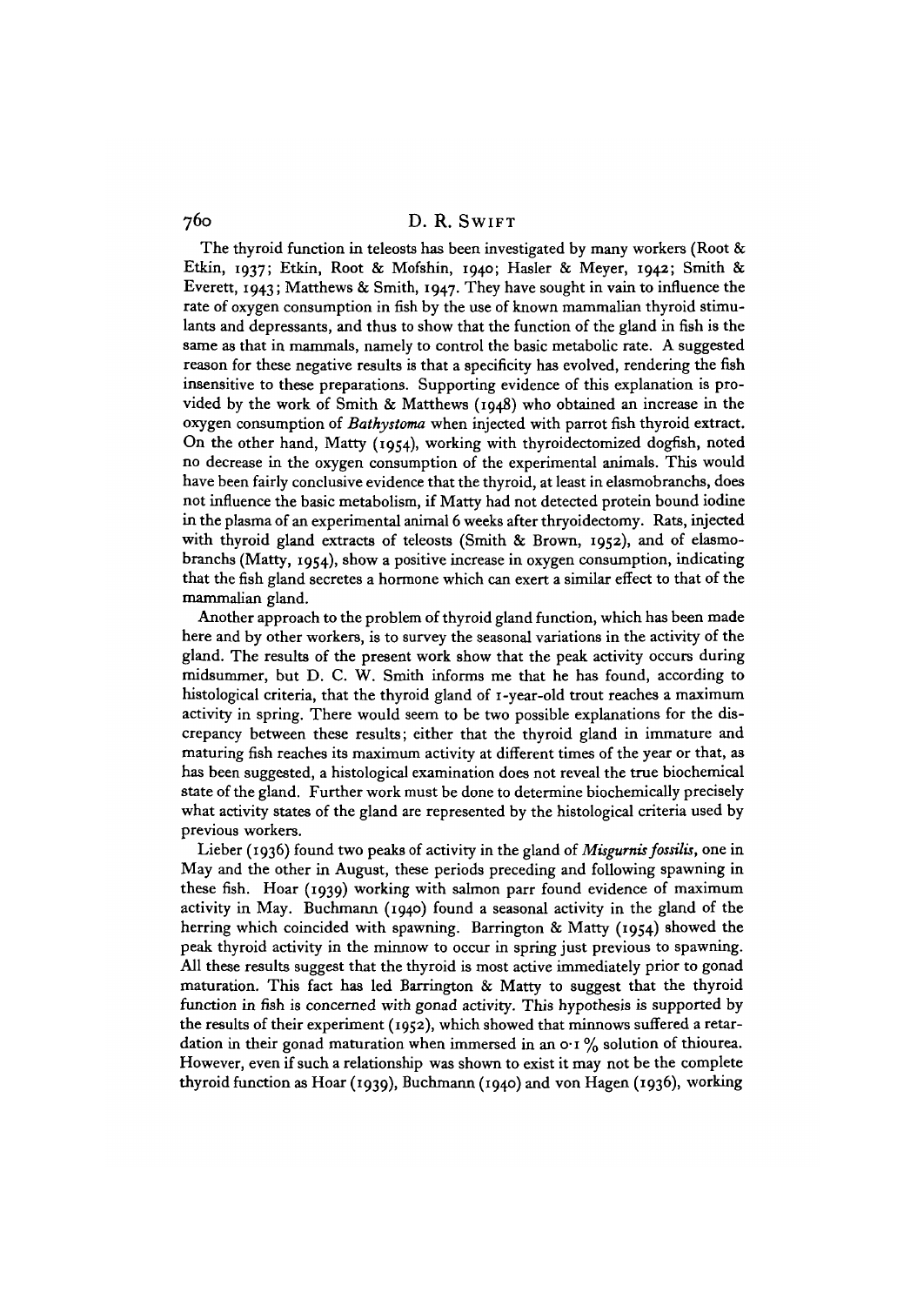The thyroid function in teleosts has been investigated by many workers (Root & Etkin, 1937; Etkin, Root & Mofshin, 1940; Hasler & Meyer, 1942; Smith & Everett, 1943; Matthews & Smith, 1947. They have sought in vain to influence the rate of oxygen consumption in fish by the use of known mammalian thyroid stimulants and depressants, and thus to show that the function of the gland in fish is the same as that in mammals, namely to control the basic metabolic rate. A suggested reason for these negative results is that a specificity has evolved, rendering the fish insensitive to these preparations. Supporting evidence of this explanation is provided by the work of Smith & Matthews (1948) who obtained an increase in the oxygen consumption of *Bathystoma* when injected with parrot fish thyroid extract. On the other hand, Matty (1954), working with thyroidectomized dogfish, noted no decrease in the oxygen consumption of the experimental animals. This would have been fairly conclusive evidence that the thyroid, at least in elasmobranchs, does not influence the basic metabolism, if Matty had not detected protein bound iodine in the plasma of an experimental animal 6 weeks after thryoidectomy. Rats, injected with thyroid gland extracts of teleosts (Smith & Brown, 1952), and of elasmobranchs (Matty, 1954), show a positive increase in oxygen consumption, indicating that the fish gland secretes a hormone which can exert a similar effect to that of the mammalian gland.

Another approach to the problem of thyroid gland function, which has been made here and by other workers, is to survey the seasonal variations in the activity of the gland. The results of the present work show that the peak activity occurs during midsummer, but D. C. W. Smith informs me that he has found, according to histological criteria, that the thyroid gland of 1-year-old trout reaches a maximum activity in spring. There would seem to be two possible explanations for the discrepancy between these results; either that the thyroid gland in immature and maturing fish reaches its maximum activity at different times of the year or that, as has been suggested, a histological examination does not reveal the true biochemical state of the gland. Further work must be done to determine biochemically precisely what activity states of the gland are represented by the histological criteria used by previous workers.

Lieber (1936) found two peaks of activity in the gland of *Misgurnis fossilis*, one in May and the other in August, these periods preceding and following spawning in these fish. Hoar (1939) working with salmon parr found evidence of maximum activity in May. Buchmann (1940) found a seasonal activity in the gland of the herring which coincided with spawning. Barrington & Matty (1954) showed the peak thyroid activity in the minnow to occur in spring just previous to spawning. All these results suggest that the thyroid is most active immediately prior to gonad maturation. This fact has led Barrington & Matty to suggest that the thyroid function in fish is concerned with gonad activity. This hypothesis is supported by the results of their experiment (1952), which showed that minnows suffered a retardation in their gonad maturation when immersed in an 0·1 % solution of thiourea. However, even if such a relationship was shown to exist it may not be the complete thyroid function as Hoar (1939), Buchmann (1940) and von Hagen (1936), working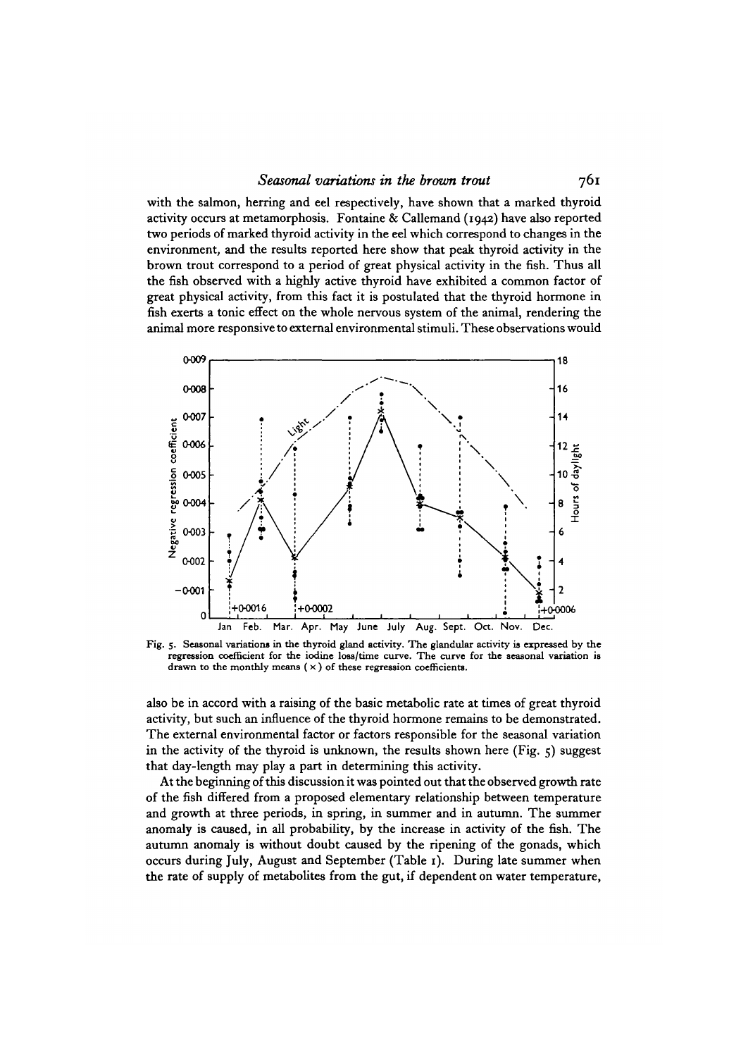with the salmon, herring and eel respectively, have shown that a marked thyroid activity occurs at metamorphosis. Fontaine & Callemand (1942) have also reported two periods of marked thyroid activity in the eel which correspond to changes in the environment, and the results reported here show that peak thyroid activity in the brown trout correspond to a period of great physical activity in the fish. Thus all the fish observed with a highly active thyroid have exhibited a common factor of great physical activity, from this fact it is postulated that the thyroid hormone in fish exerts a tonic effect on the whole nervous system of the animal, rendering the animal more responsive to external environmental stimuli. These observations would

Fig. 5. Seasonal variations in the thyroid gland activity. The glandular activity is expressed by the regression coefficient for the iodine loss/time curve. The curve for the seasonal variation is drawn to the monthly means (×) of these regression coefficients.

also be in accord with a raising of the basic metabolic rate at times of great thyroid activity, but such an influence of the thyroid hormone remains to be demonstrated. The external environmental factor or factors responsible for the seasonal variation in the activity of the thyroid is unknown, the results shown here (Fig. 5) suggest that day-length may play a part in determining this activity.

At the beginning of this discussion it was pointed out that the observed growth rate of the fish differed from a proposed elementary relationship between temperature and growth at three periods, in spring, in summer and in autumn. The summer anomaly is caused, in all probability, by the increase in activity of the fish. The autumn anomaly is without doubt caused by the ripening of the gonads, which occurs during July, August and September (Table 1). During late summer when the rate of supply of metabolites from the gut, if dependent on water temperature,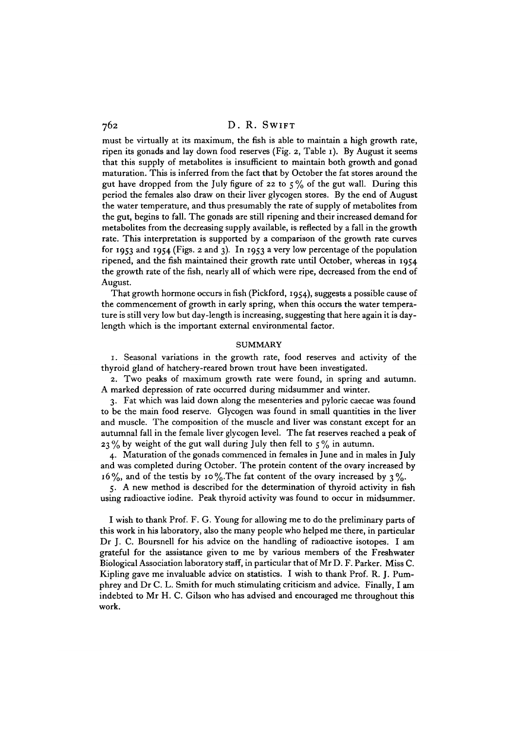must be virtually at its maximum, the fish is able to maintain a high growth rate, ripen its gonads and lay down food reserves (Fig. 2, Table 1). By August it seems that this supply of metabolites is insufficient to maintain both growth and gonad maturation. This is inferred from the fact that by October the fat stores around the gut have dropped from the July figure of 22 to 5 % of the gut wall. During this period the females also draw on their liver glycogen stores. By the end of August the water temperature, and thus presumably the rate of supply of metabolites from the gut, begins to fall. The gonads are still ripening and their increased demand for metabolites from the decreasing supply available, is reflected by a fall in the growth rate. This interpretation is supported by a comparison of the growth rate curves for 1953 and 1954 (Figs. 2 and 3). In 1953 a very low percentage of the population ripened, and the fish maintained their growth rate until October, whereas in 1954 the growth rate of the fish, nearly all of which were ripe, decreased from the end of August.

That growth hormone occurs in fish (Pickford, 1954), suggests a possible cause of the commencement of growth in early spring, when this occurs the water temperature is still very low but day-length is increasing, suggesting that here again it is day-length which is the important external environmental factor.

## SUMMARY

1. Seasonal variations in the growth rate, food reserves and activity of the thyroid gland of hatchery-reared brown trout have been investigated.

2. Two peaks of maximum growth rate were found, in spring and autumn. A marked depression of rate occurred during midsummer and winter.

3. Fat which was laid down along the mesenteries and pyloric caecae was found to be the main food reserve. Glycogen was found in small quantities in the liver and muscle. The composition of the muscle and liver was constant except for an autumnal fall in the female liver glycogen level. The fat reserves reached a peak of 23 % by weight of the gut wall during July then fell to 5 % in autumn.

4. Maturation of the gonads commenced in females in June and in males in July and was completed during October. The protein content of the ovary increased by 16 %, and of the testis by 10 %. The fat content of the ovary increased by 3 %.

5. A new method is described for the determination of thyroid activity in fish using radioactive iodine. Peak thyroid activity was found to occur in midsummer.

I wish to thank Prof. F. G. Young for allowing me to do the preliminary parts of this work in his laboratory, also the many people who helped me there, in particular Dr J. C. Boursnell for his advice on the handling of radioactive isotopes. I am grateful for the assistance given to me by various members of the Freshwater Biological Association laboratory staff, in particular that of Mr D. F. Parker. Miss C. Kipling gave me invaluable advice on statistics. I wish to thank Prof. R. J. Pumphrey and Dr C. L. Smith for much stimulating criticism and advice. Finally, I am indebted to Mr H. C. Gilson who has advised and encouraged me throughout this work.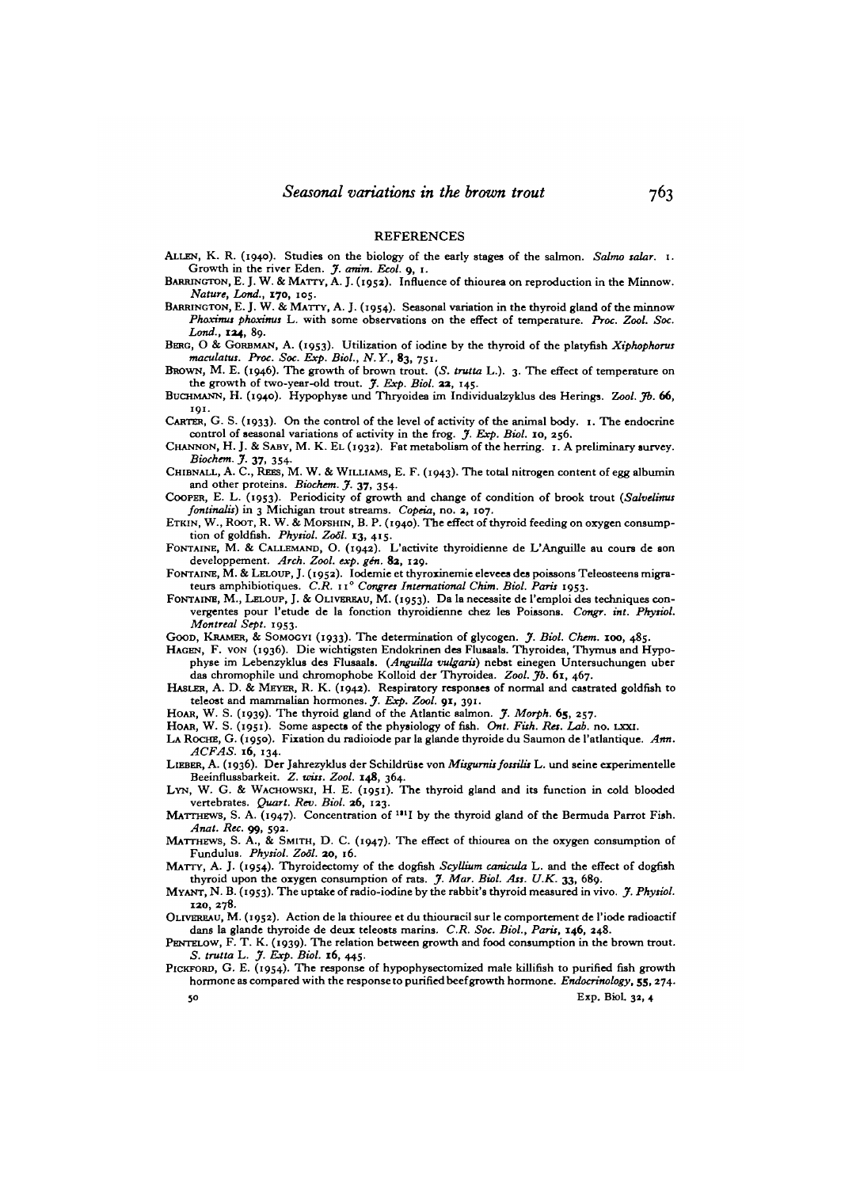## REFERENCES

Allen, K. R. (1940). Studies on the biology of the early stages of the salmon. *Salmo salar*. 1. Growth in the river Eden. *J. anim. Ecol.* **9**, 1.

Barrington, E. J. W. & Matty, A. J. (1952). Influence of thiourea on reproduction in the Minnow. *Nature, Lond.*, **170**, 105.

Barrington, E. J. W. & Matty, A. J. (1954). Seasonal variation in the thyroid gland of the minnow *Phoxinus phoxinus* L. with some observations on the effect of temperature. *Proc. Zool. Soc. Lond.*, **124**, 89.

Berg, O & Gorbman, A. (1953). Utilization of iodine by the thyroid of the platyfish *Xiphophorus maculatus*. *Proc. Soc. Exp. Biol., N.Y.*, **83**, 751.

Brown, M. E. (1946). The growth of brown trout. (*S. trutta* L.). 3. The effect of temperature on the growth of two-year-old trout. *J. Exp. Biol.* **22**, 145.

Buchmann, H. (1940). Hypophyse und Thryoidea im Individualzyklus des Herings. *Zool. Jb.* **66**, 191.

Carter, G. S. (1933). On the control of the level of activity of the animal body. 1. The endocrine control of seasonal variations of activity in the frog. *J. Exp. Biol.* **10**, 256.

Channon, H. J. & Saby, M. K. El (1932). Fat metabolism of the herring. 1. A preliminary survey. *Biochem. J.* **37**, 354.

Chibnall, A. C., Rees, M. W. & Williams, E. F. (1943). The total nitrogen content of egg albumin and other proteins. *Biochem. J.* **37**, 354.

Cooper, E. L. (1953). Periodicity of growth and change of condition of brook trout (*Salvelinus fontinalis*) in 3 Michigan trout streams. *Copeia*, no. 2, 107.

Etkin, W., Root, R. W. & Mofshin, B. P. (1940). The effect of thyroid feeding on oxygen consumption of goldfish. *Physiol. Zoöl.* **13**, 415.

Fontaine, M. & Callemand, O. (1942). L'activite thyroidienne de L'Anguille au cours de son developpement. *Arch. Zool. exp. gén.* **82**, 129.

Fontaine, M. & Leloup, J. (1952). Iodemie et thyroxinemie elevees des poissons Teleosteens migrateurs amphibiotiques. *C.R. 11° Congres International Chim. Biol. Paris* 1953.

Fontaine, M., Leloup, J. & Olivereau, M. (1953). Da la necessite de l'emploi des techniques convergentes pour l'etude de la fonction thyroidienne chez les Poissons. *Congr. int. Physiol. Montreal Sept.* 1953.

Good, Kramer, & Somogyi (1933). The determination of glycogen. *J. Biol. Chem.* **100**, 485.

Hagen, F. von (1936). Die wichtigsten Endokrinen des Flussaals. Thyroidea, Thymus and Hypophyse im Lebenzyklus des Flussaals. (*Anguilla vulgaris*) nebst einegen Untersuchungen uber das chromophile und chromophobe Kolloid der Thyroidea. *Zool. Jb.* **61**, 467.

Hasler, A. D. & Meyer, R. K. (1942). Respiratory responses of normal and castrated goldfish to teleost and mammalian hormones. *J. Exp. Zool.* **91**, 391.

Hoar, W. S. (1939). The thyroid gland of the Atlantic salmon. *J. Morph.* **65**, 257.

Hoar, W. S. (1951). Some aspects of the physiology of fish. *Ont. Fish. Res. Lab.* no. LXXI.

La Roche, G. (1950). Fixation du radioiode par la glande thyroide du Saumon de l'atlantique. *Ann. ACFAS.* **16**, 134.

Lieber, A. (1936). Der Jahrezyklus der Schildrüse von *Misgurnis fossilis* L. und seine experimentelle Beeinflussbarkeit. *Z. wiss. Zool.* **148**, 364.

Lyn, W. G. & Wachowski, H. E. (1951). The thyroid gland and its function in cold blooded vertebrates. *Quart. Rev. Biol.* **26**, 123.

Matthews, S. A. (1947). Concentration of $^{131}$I by the thyroid gland of the Bermuda Parrot Fish. *Anat. Rec.* **99**, 592.

Matthews, S. A., & Smith, D. C. (1947). The effect of thiourea on the oxygen consumption of Fundulus. *Physiol. Zoöl.* **20**, 16.

Matty, A. J. (1954). Thyroidectomy of the dogfish *Scyllium canicula* L. and the effect of dogfish thyroid upon the oxygen consumption of rats. *J. Mar. Biol. Ass. U.K.* **33**, 689.

Myant, N. B. (1953). The uptake of radio-iodine by the rabbit's thyroid measured in vivo. *J. Physiol.* **120**, 278.

Olivereau, M. (1952). Action de la thiouree et du thiouracil sur le comportement de l'iode radioactif dans la glande thyroide de deux teleosts marins. *C.R. Soc. Biol., Paris*, **146**, 248.

Pentelow, F. T. K. (1939). The relation between growth and food consumption in the brown trout. *S. trutta* L. *J. Exp. Biol.* **16**, 445.

Pickford, G. E. (1954). The response of hypophysectomized male killifish to purified fish growth hormone as compared with the response to purified beef growth hormone. *Endocrinology*, **55**, 274.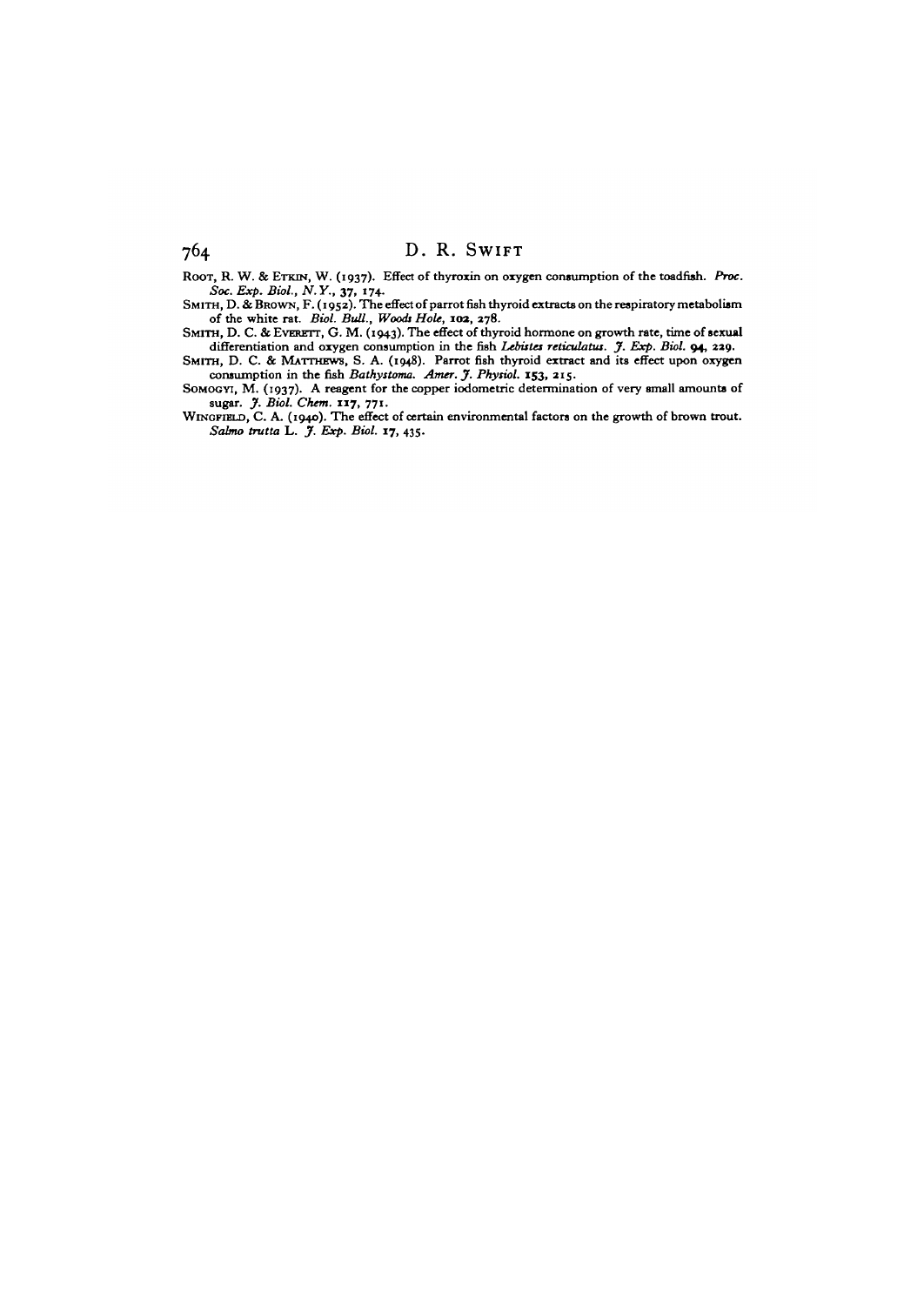Root, R. W. & Etkin, W. (1937). Effect of thyroxin on oxygen consumption of the toadfish. *Proc. Soc. Exp. Biol., N.Y.*, **37**, 174.

Smith, D. & Brown, F. (1952). The effect of parrot fish thyroid extracts on the respiratory metabolism of the white rat. *Biol. Bull., Woods Hole*, **102**, 278.

Smith, D. C. & Everett, G. M. (1943). The effect of thyroid hormone on growth rate, time of sexual differentiation and oxygen consumption in the fish *Lebistes reticulatus*. *J. Exp. Biol.* **94**, 229.

Smith, D. C. & Matthews, S. A. (1948). Parrot fish thyroid extract and its effect upon oxygen consumption in the fish *Bathystoma*. *Amer. J. Physiol.* **153**, 215.

Somogyi, M. (1937). A reagent for the copper iodometric determination of very small amounts of sugar. *J. Biol. Chem.* **117**, 771.

Wingfield, C. A. (1940). The effect of certain environmental factors on the growth of brown trout. *Salmo trutta* L. *J. Exp. Biol.* **17**, 435.